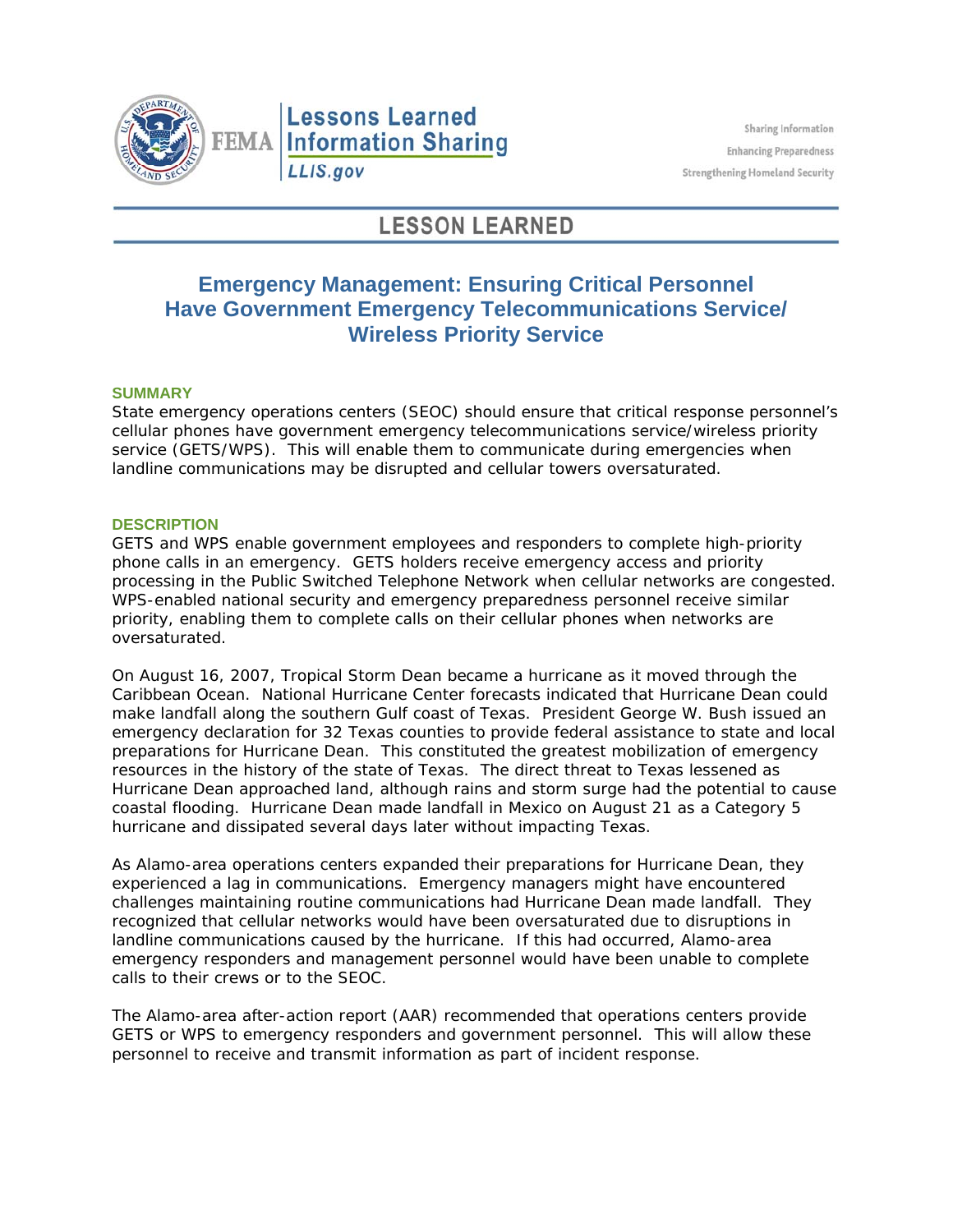Lessons Learned Information Sharing
LLIS.gov

Sharing Information
Enhancing Preparedness
Strengthening Homeland Security

# LESSON LEARNED

## Emergency Management: Ensuring Critical Personnel Have Government Emergency Telecommunications Service/ Wireless Priority Service

### SUMMARY

State emergency operations centers (SEOC) should ensure that critical response personnel's cellular phones have government emergency telecommunications service/wireless priority service (GETS/WPS). This will enable them to communicate during emergencies when landline communications may be disrupted and cellular towers oversaturated.

### DESCRIPTION

GETS and WPS enable government employees and responders to complete high-priority phone calls in an emergency. GETS holders receive emergency access and priority processing in the Public Switched Telephone Network when cellular networks are congested. WPS-enabled national security and emergency preparedness personnel receive similar priority, enabling them to complete calls on their cellular phones when networks are oversaturated.

On August 16, 2007, Tropical Storm Dean became a hurricane as it moved through the Caribbean Ocean. National Hurricane Center forecasts indicated that Hurricane Dean could make landfall along the southern Gulf coast of Texas. President George W. Bush issued an emergency declaration for 32 Texas counties to provide federal assistance to state and local preparations for Hurricane Dean. This constituted the greatest mobilization of emergency resources in the history of the state of Texas. The direct threat to Texas lessened as Hurricane Dean approached land, although rains and storm surge had the potential to cause coastal flooding. Hurricane Dean made landfall in Mexico on August 21 as a Category 5 hurricane and dissipated several days later without impacting Texas.

As Alamo-area operations centers expanded their preparations for Hurricane Dean, they experienced a lag in communications. Emergency managers might have encountered challenges maintaining routine communications had Hurricane Dean made landfall. They recognized that cellular networks would have been oversaturated due to disruptions in landline communications caused by the hurricane. If this had occurred, Alamo-area emergency responders and management personnel would have been unable to complete calls to their crews or to the SEOC.

The Alamo-area after-action report (AAR) recommended that operations centers provide GETS or WPS to emergency responders and government personnel. This will allow these personnel to receive and transmit information as part of incident response.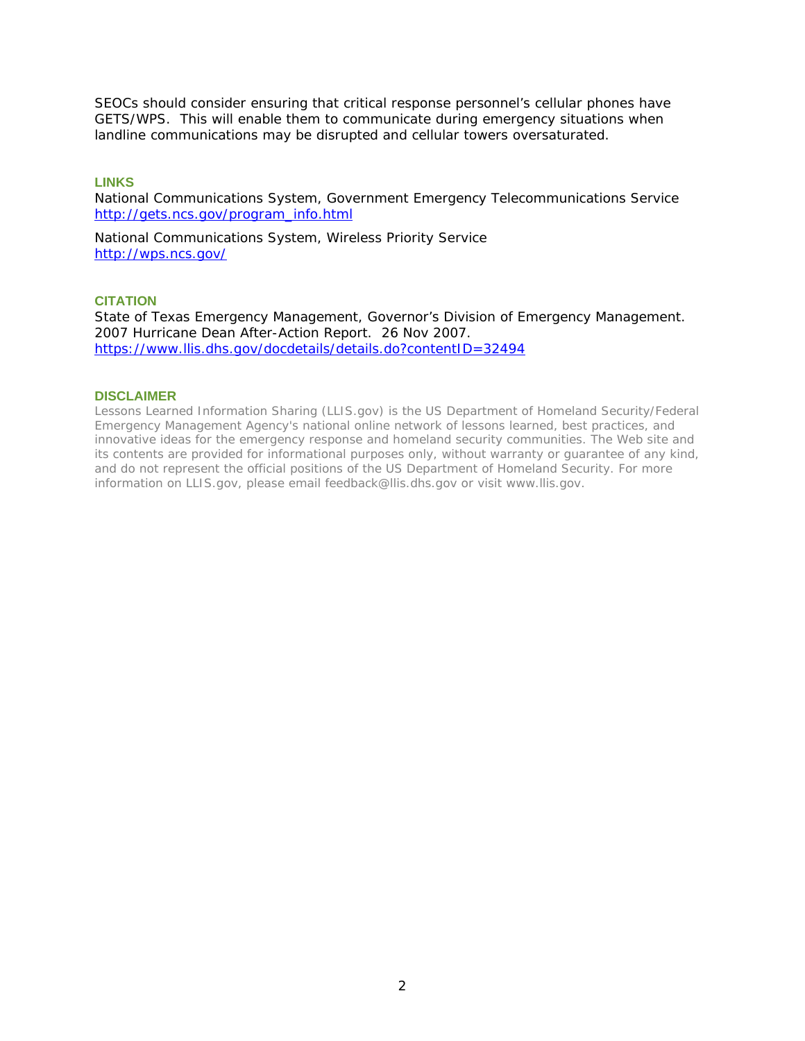SEOCs should consider ensuring that critical response personnel's cellular phones have GETS/WPS. This will enable them to communicate during emergency situations when landline communications may be disrupted and cellular towers oversaturated.

## LINKS

National Communications System, Government Emergency Telecommunications Service
http://gets.ncs.gov/program_info.html

National Communications System, Wireless Priority Service
http://wps.ncs.gov/

## CITATION

State of Texas Emergency Management, Governor's Division of Emergency Management. 2007 Hurricane Dean After-Action Report. 26 Nov 2007.
https://www.llis.dhs.gov/docdetails/details.do?contentID=32494

## DISCLAIMER

Lessons Learned Information Sharing (LLIS.gov) is the US Department of Homeland Security/Federal Emergency Management Agency's national online network of lessons learned, best practices, and innovative ideas for the emergency response and homeland security communities. The Web site and its contents are provided for informational purposes only, without warranty or guarantee of any kind, and do not represent the official positions of the US Department of Homeland Security. For more information on LLIS.gov, please email feedback@llis.dhs.gov or visit www.llis.gov.